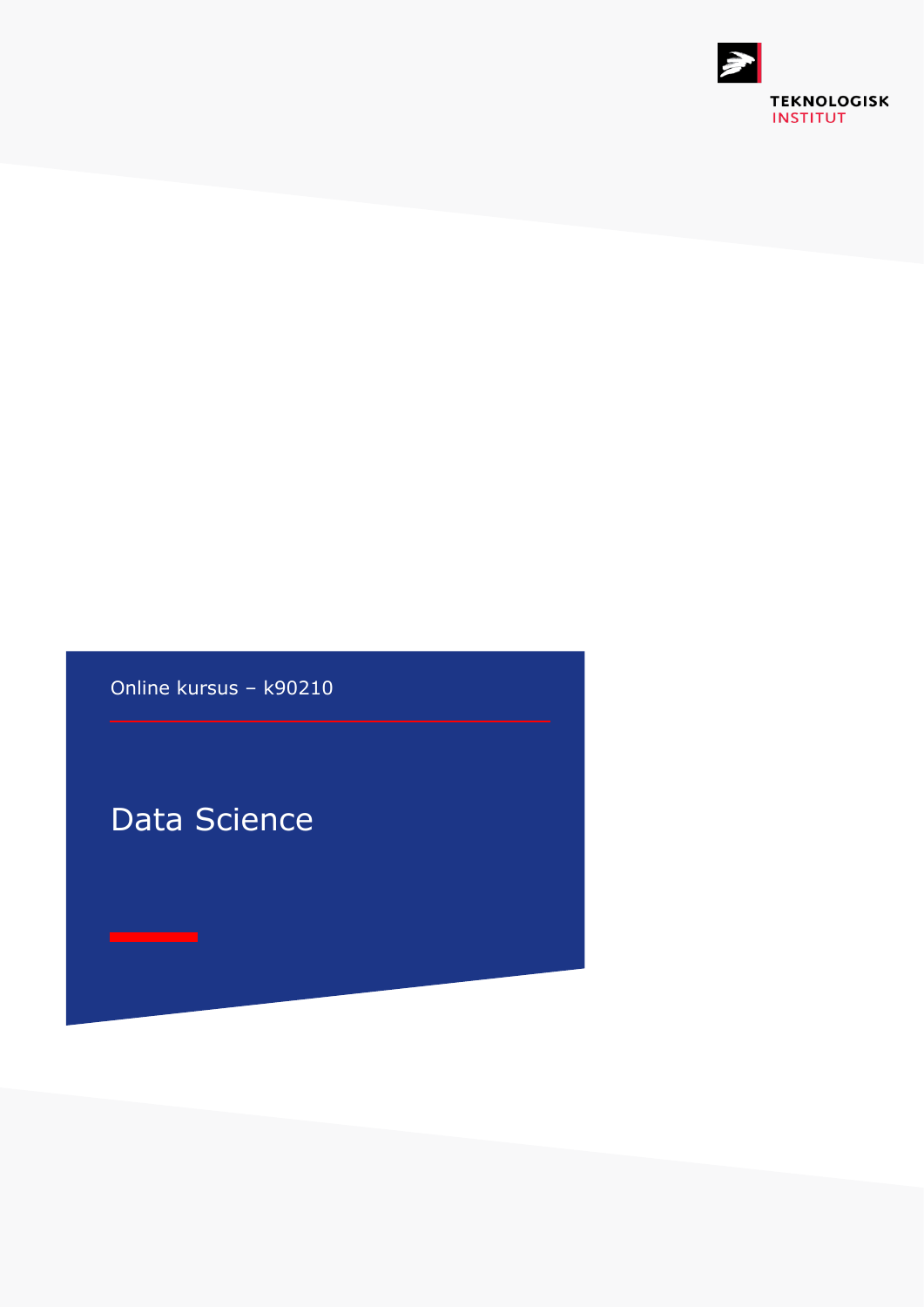TEKNOLOGISK INSTITUT

Online kursus – k90210

# Data Science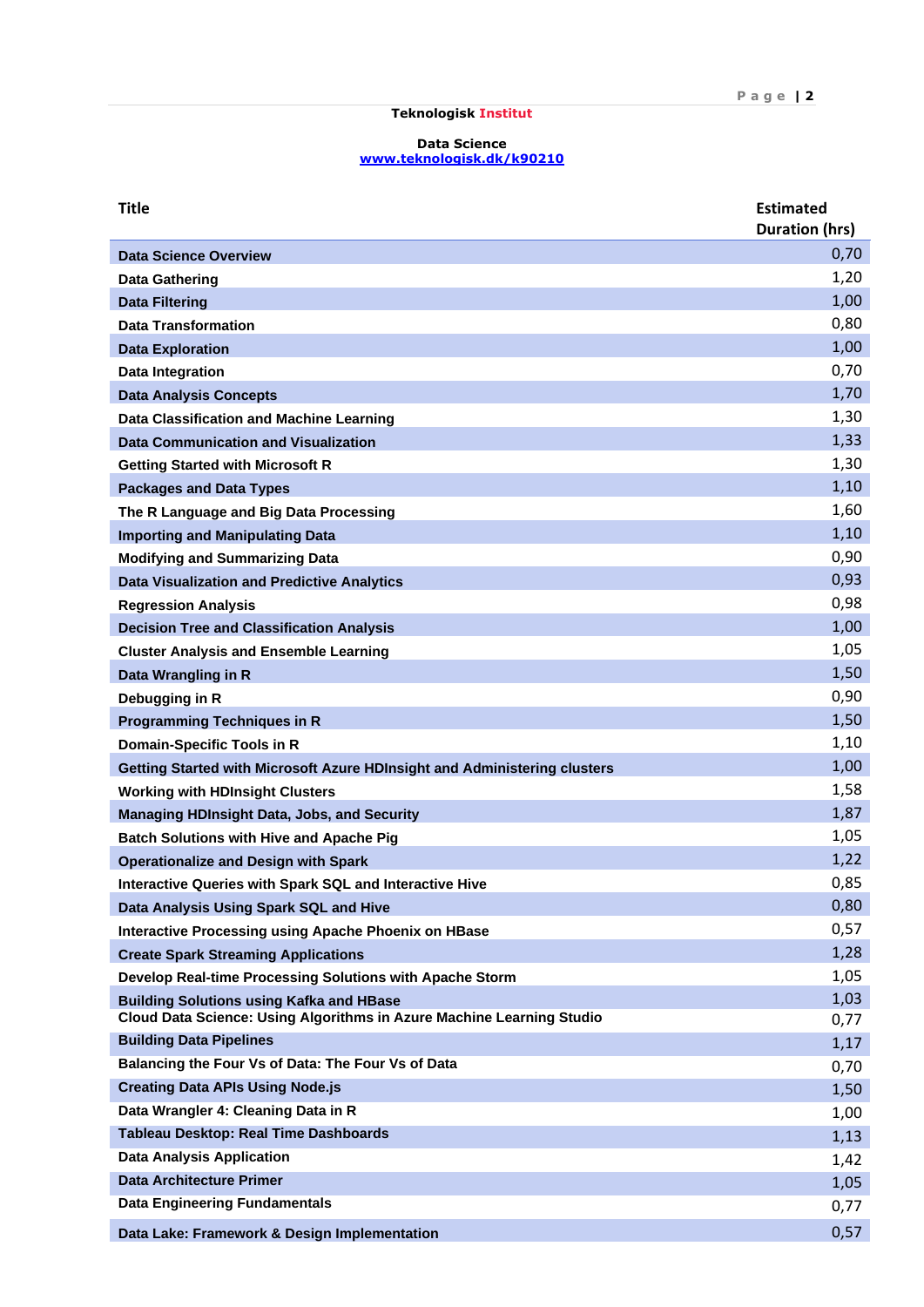**Teknologisk Institut**

**Data Science**
[www.teknologisk.dk/k90210](http://www.teknologisk.dk/k90210)

| Title | Estimated Duration (hrs) |
|---|---|
| Data Science Overview | 0,70 |
| Data Gathering | 1,20 |
| Data Filtering | 1,00 |
| Data Transformation | 0,80 |
| Data Exploration | 1,00 |
| Data Integration | 0,70 |
| Data Analysis Concepts | 1,70 |
| Data Classification and Machine Learning | 1,30 |
| Data Communication and Visualization | 1,33 |
| Getting Started with Microsoft R | 1,30 |
| Packages and Data Types | 1,10 |
| The R Language and Big Data Processing | 1,60 |
| Importing and Manipulating Data | 1,10 |
| Modifying and Summarizing Data | 0,90 |
| Data Visualization and Predictive Analytics | 0,93 |
| Regression Analysis | 0,98 |
| Decision Tree and Classification Analysis | 1,00 |
| Cluster Analysis and Ensemble Learning | 1,05 |
| Data Wrangling in R | 1,50 |
| Debugging in R | 0,90 |
| Programming Techniques in R | 1,50 |
| Domain-Specific Tools in R | 1,10 |
| Getting Started with Microsoft Azure HDInsight and Administering clusters | 1,00 |
| Working with HDInsight Clusters | 1,58 |
| Managing HDInsight Data, Jobs, and Security | 1,87 |
| Batch Solutions with Hive and Apache Pig | 1,05 |
| Operationalize and Design with Spark | 1,22 |
| Interactive Queries with Spark SQL and Interactive Hive | 0,85 |
| Data Analysis Using Spark SQL and Hive | 0,80 |
| Interactive Processing using Apache Phoenix on HBase | 0,57 |
| Create Spark Streaming Applications | 1,28 |
| Develop Real-time Processing Solutions with Apache Storm | 1,05 |
| Building Solutions using Kafka and HBase | 1,03 |
| Cloud Data Science: Using Algorithms in Azure Machine Learning Studio | 0,77 |
| Building Data Pipelines | 1,17 |
| Balancing the Four Vs of Data: The Four Vs of Data | 0,70 |
| Creating Data APIs Using Node.js | 1,50 |
| Data Wrangler 4: Cleaning Data in R | 1,00 |
| Tableau Desktop: Real Time Dashboards | 1,13 |
| Data Analysis Application | 1,42 |
| Data Architecture Primer | 1,05 |
| Data Engineering Fundamentals | 0,77 |
| Data Lake: Framework & Design Implementation | 0,57 |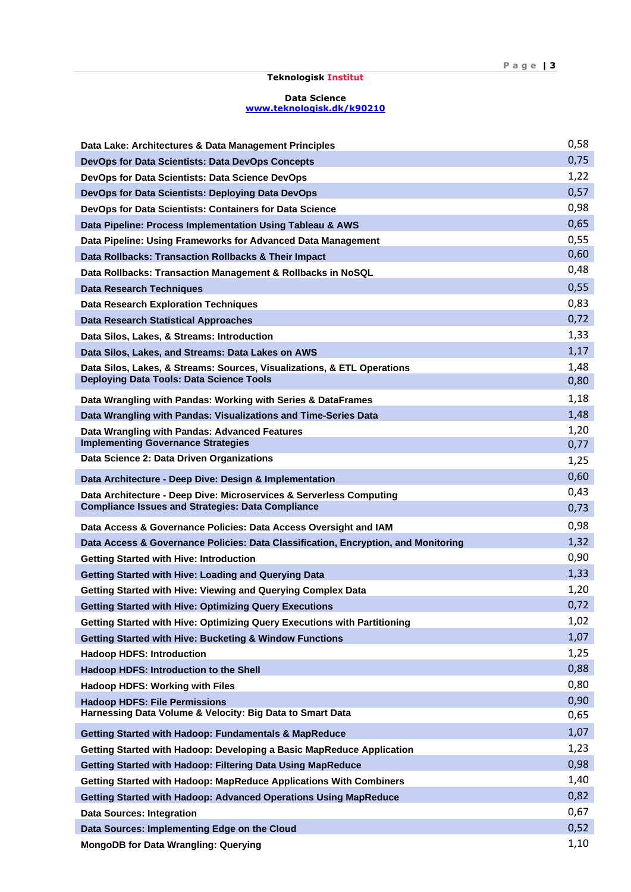**Teknologisk Institut**

**Data Science**
**www.teknologisk.dk/k90210**

| | |
|---|---|
| Data Lake: Architectures & Data Management Principles | 0,58 |
| DevOps for Data Scientists: Data DevOps Concepts | 0,75 |
| DevOps for Data Scientists: Data Science DevOps | 1,22 |
| DevOps for Data Scientists: Deploying Data DevOps | 0,57 |
| DevOps for Data Scientists: Containers for Data Science | 0,98 |
| Data Pipeline: Process Implementation Using Tableau & AWS | 0,65 |
| Data Pipeline: Using Frameworks for Advanced Data Management | 0,55 |
| Data Rollbacks: Transaction Rollbacks & Their Impact | 0,60 |
| Data Rollbacks: Transaction Management & Rollbacks in NoSQL | 0,48 |
| Data Research Techniques | 0,55 |
| Data Research Exploration Techniques | 0,83 |
| Data Research Statistical Approaches | 0,72 |
| Data Silos, Lakes, & Streams: Introduction | 1,33 |
| Data Silos, Lakes, and Streams: Data Lakes on AWS | 1,17 |
| Data Silos, Lakes, & Streams: Sources, Visualizations, & ETL Operations | 1,48 |
| Deploying Data Tools: Data Science Tools | 0,80 |
| Data Wrangling with Pandas: Working with Series & DataFrames | 1,18 |
| Data Wrangling with Pandas: Visualizations and Time-Series Data | 1,48 |
| Data Wrangling with Pandas: Advanced Features | 1,20 |
| Implementing Governance Strategies | 0,77 |
| Data Science 2: Data Driven Organizations | 1,25 |
| Data Architecture - Deep Dive: Design & Implementation | 0,60 |
| Data Architecture - Deep Dive: Microservices & Serverless Computing | 0,43 |
| Compliance Issues and Strategies: Data Compliance | 0,73 |
| Data Access & Governance Policies: Data Access Oversight and IAM | 0,98 |
| Data Access & Governance Policies: Data Classification, Encryption, and Monitoring | 1,32 |
| Getting Started with Hive: Introduction | 0,90 |
| Getting Started with Hive: Loading and Querying Data | 1,33 |
| Getting Started with Hive: Viewing and Querying Complex Data | 1,20 |
| Getting Started with Hive: Optimizing Query Executions | 0,72 |
| Getting Started with Hive: Optimizing Query Executions with Partitioning | 1,02 |
| Getting Started with Hive: Bucketing & Window Functions | 1,07 |
| Hadoop HDFS: Introduction | 1,25 |
| Hadoop HDFS: Introduction to the Shell | 0,88 |
| Hadoop HDFS: Working with Files | 0,80 |
| Hadoop HDFS: File Permissions | 0,90 |
| Harnessing Data Volume & Velocity: Big Data to Smart Data | 0,65 |
| Getting Started with Hadoop: Fundamentals & MapReduce | 1,07 |
| Getting Started with Hadoop: Developing a Basic MapReduce Application | 1,23 |
| Getting Started with Hadoop: Filtering Data Using MapReduce | 0,98 |
| Getting Started with Hadoop: MapReduce Applications With Combiners | 1,40 |
| Getting Started with Hadoop: Advanced Operations Using MapReduce | 0,82 |
| Data Sources: Integration | 0,67 |
| Data Sources: Implementing Edge on the Cloud | 0,52 |
| MongoDB for Data Wrangling: Querying | 1,10 |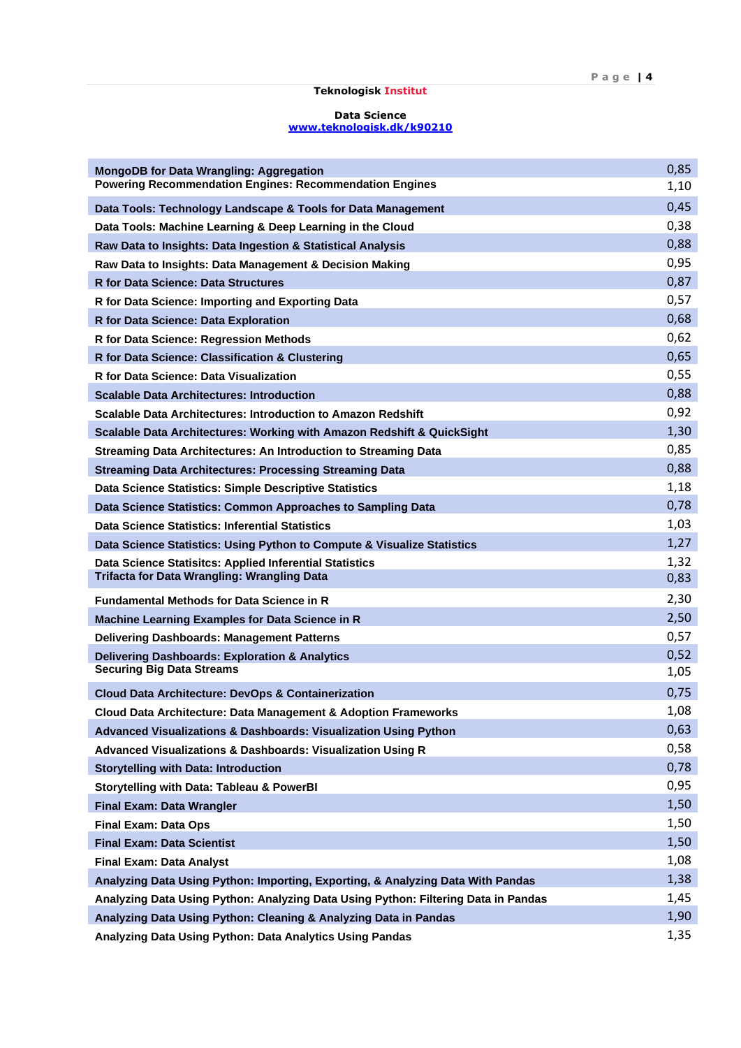**Teknologisk Institut**

**Data Science**
[www.teknologisk.dk/k90210](http://www.teknologisk.dk/k90210)

| | |
|---|---|
| **MongoDB for Data Wrangling: Aggregation** | 0,85 |
| **Powering Recommendation Engines: Recommendation Engines** | 1,10 |
| **Data Tools: Technology Landscape & Tools for Data Management** | 0,45 |
| **Data Tools: Machine Learning & Deep Learning in the Cloud** | 0,38 |
| **Raw Data to Insights: Data Ingestion & Statistical Analysis** | 0,88 |
| **Raw Data to Insights: Data Management & Decision Making** | 0,95 |
| **R for Data Science: Data Structures** | 0,87 |
| **R for Data Science: Importing and Exporting Data** | 0,57 |
| **R for Data Science: Data Exploration** | 0,68 |
| **R for Data Science: Regression Methods** | 0,62 |
| **R for Data Science: Classification & Clustering** | 0,65 |
| **R for Data Science: Data Visualization** | 0,55 |
| **Scalable Data Architectures: Introduction** | 0,88 |
| **Scalable Data Architectures: Introduction to Amazon Redshift** | 0,92 |
| **Scalable Data Architectures: Working with Amazon Redshift & QuickSight** | 1,30 |
| **Streaming Data Architectures: An Introduction to Streaming Data** | 0,85 |
| **Streaming Data Architectures: Processing Streaming Data** | 0,88 |
| **Data Science Statistics: Simple Descriptive Statistics** | 1,18 |
| **Data Science Statistics: Common Approaches to Sampling Data** | 0,78 |
| **Data Science Statistics: Inferential Statistics** | 1,03 |
| **Data Science Statistics: Using Python to Compute & Visualize Statistics** | 1,27 |
| **Data Science Statisitcs: Applied Inferential Statistics** | 1,32 |
| **Trifacta for Data Wrangling: Wrangling Data** | 0,83 |
| **Fundamental Methods for Data Science in R** | 2,30 |
| **Machine Learning Examples for Data Science in R** | 2,50 |
| **Delivering Dashboards: Management Patterns** | 0,57 |
| **Delivering Dashboards: Exploration & Analytics** | 0,52 |
| **Securing Big Data Streams** | 1,05 |
| **Cloud Data Architecture: DevOps & Containerization** | 0,75 |
| **Cloud Data Architecture: Data Management & Adoption Frameworks** | 1,08 |
| **Advanced Visualizations & Dashboards: Visualization Using Python** | 0,63 |
| **Advanced Visualizations & Dashboards: Visualization Using R** | 0,58 |
| **Storytelling with Data: Introduction** | 0,78 |
| **Storytelling with Data: Tableau & PowerBI** | 0,95 |
| **Final Exam: Data Wrangler** | 1,50 |
| **Final Exam: Data Ops** | 1,50 |
| **Final Exam: Data Scientist** | 1,50 |
| **Final Exam: Data Analyst** | 1,08 |
| **Analyzing Data Using Python: Importing, Exporting, & Analyzing Data With Pandas** | 1,38 |
| **Analyzing Data Using Python: Analyzing Data Using Python: Filtering Data in Pandas** | 1,45 |
| **Analyzing Data Using Python: Cleaning & Analyzing Data in Pandas** | 1,90 |
| **Analyzing Data Using Python: Data Analytics Using Pandas** | 1,35 |